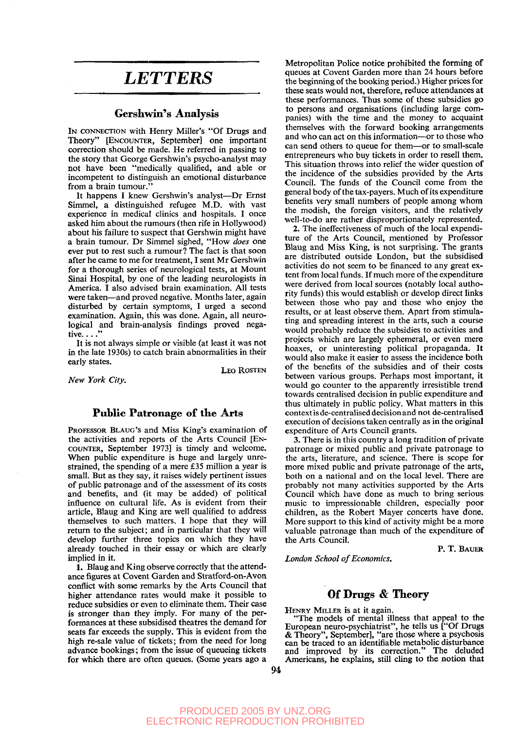# LETTERS

## Gershwin's Analysis

IN CONNECTION with Henry Miller's "Of Drugs and Theory" [ENCOUNTER, September] one important correction should be made. He referred in passing to the story that George Gershwin's psycho-analyst may not have been "medically qualified, and able or incompetent to distinguish an emotional disturbance from a brain tumour."

It happens I knew Gershwin's analyst—Dr Ernst Simmel, a distinguished refugee M.D. with vast experience in medical clinics and hospitals. I once asked him about the rumours (then rife in Hollywood) about his failure to suspect that Gershwin might have a brain tumour. Dr Simmel sighed, "How *does* one ever put to rest such a rumour? The fact is that soon after he came to me for treatment, I sent Mr Gershwin for a thorough series of neurological tests, at Mount Sinai Hospital, by one of the leading neurologists in America. I also advised brain examination. All tests were taken—and proved negative. Months later, again disturbed by certain symptoms, I urged a second examination. Again, this was done. Again, all neurological and brain-analysis findings proved negative. . . ."

It is not always simple or visible (at least it was not in the late 1930s) to catch brain abnormalities in their early states.

LEO ROSTEN

*New York City.*

## Public Patronage of the Arts

PROFESSOR BLAUG'S and Miss King's examination of the activities and reports of the Arts Council [ENCOUNTER, September 1973] is timely and welcome. When public expenditure is huge and largely unrestrained, the spending of a mere £35 million a year is small. But as they say, it raises widely pertinent issues of public patronage and of the assessment of its costs and benefits, and (it may be added) of political influence on cultural life. As is evident from their article, Blaug and King are well qualified to address themselves to such matters. I hope that they will return to the subject; and in particular that they will develop further three topics on which they have already touched in their essay or which are clearly implied in it.

**1.** Blaug and King observe correctly that the attendance figures at Covent Garden and Stratford-on-Avon conflict with some remarks by the Arts Council that higher attendance rates would make it possible to reduce subsidies or even to eliminate them. Their case is stronger than they imply. For many of the performances at these subsidised theatres the demand for seats far exceeds the supply. This is evident from the high re-sale value of tickets; from the need for long advance bookings; from the issue of queueing tickets for which there are often queues. (Some years ago a Metropolitan Police notice prohibited the forming of queues at Covent Garden more than 24 hours before the beginning of the booking period.) Higher prices for these seats would not, therefore, reduce attendances at these performances. Thus some of these subsidies go to persons and organisations (including large companies) with the time and the money to acquaint themselves with the forward booking arrangements and who can act on this information—or to those who can send others to queue for them—or to small-scale entrepreneurs who buy tickets in order to resell them. This situation throws into relief the wider question of the incidence of the subsidies provided by the Arts Council. The funds of the Council come from the general body of the tax-payers. Much of its expenditure benefits very small numbers of people among whom the modish, the foreign visitors, and the relatively well-to-do are rather disproportionately represented.

**2.** The ineffectiveness of much of the local expenditure of the Arts Council, mentioned by Professor Blaug and Miss King, is not surprising. The grants are distributed outside London, but the subsidised activities do not seem to be financed to any great extent from local funds. If much more of the expenditure were derived from local sources (notably local authority funds) this would establish or develop direct links between those who pay and those who enjoy the results, or at least observe them. Apart from stimulating and spreading interest in the arts, such a course would probably reduce the subsidies to activities and projects which are largely ephemeral, or even mere hoaxes, or uninteresting political propaganda. It would also make it easier to assess the incidence both of the benefits of the subsidies and of their costs between various groups. Perhaps most important, it would go counter to the apparently irresistible trend towards centralised decision in public expenditure and thus ultimately in public policy. What matters in this context is de-centralised decision and not de-centralised execution of decisions taken centrally as in the original expenditure of Arts Council grants.

**3.** There is in this country a long tradition of private patronage or mixed public and private patronage to the arts, literature, and science. There is scope for more mixed public and private patronage of the arts, both on a national and on the local level. There are probably not many activities supported by the Arts Council which have done as much to bring serious music to impressionable children, especially poor children, as the Robert Mayer concerts have done. More support to this kind of activity might be a more valuable patronage than much of the expenditure of the Arts Council.

P. T. BAUER

*London School of Economics.*

## Of Drugs & Theory

HENRY MILLER is at it again.

"The models of mental illness that appeal to the European neuro-psychiatrist", he tells us ["Of Drugs & Theory", September], "are those where a psychosis can be traced to an identifiable metabolic disturbance and improved by its correction." The deluded Americans, he explains, still cling to the notion that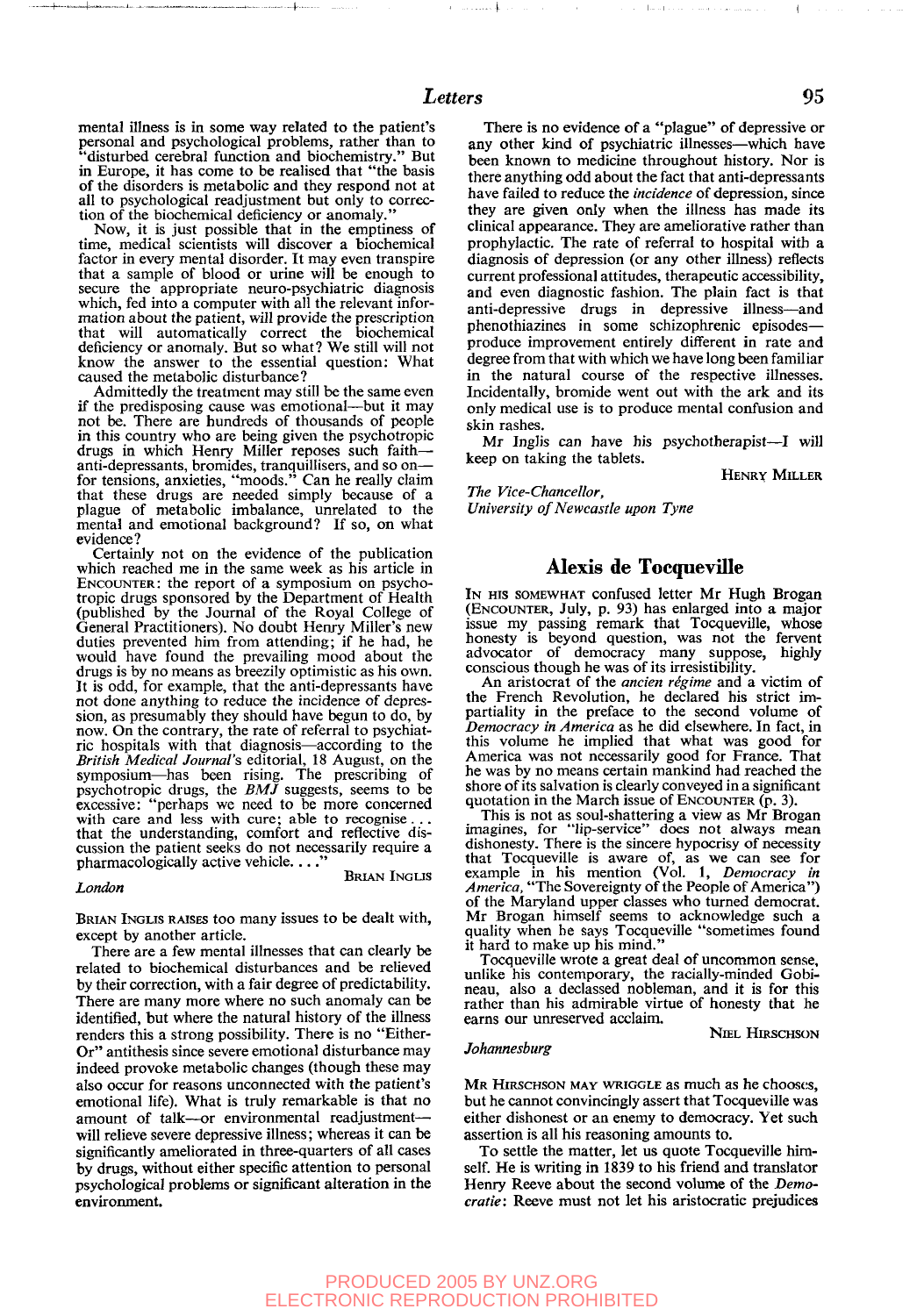mental illness is in some way related to the patient's personal and psychological problems, rather than to "disturbed cerebral function and biochemistry." But in Europe, it has come to be realised that "the basis of the disorders is metabolic and they respond not at all to psychological readjustment but only to correction of the biochemical deficiency or anomaly."

Now, it is just possible that in the emptiness of time, medical scientists will discover a biochemical factor in every mental disorder. It may even transpire that a sample of blood or urine will be enough to secure the appropriate neuro-psychiatric diagnosis which, fed into a computer with all the relevant information about the patient, will provide the prescription that will automatically correct the biochemical deficiency or anomaly. But so what? We still will not know the answer to the essential question: What caused the metabolic disturbance?

Admittedly the treatment may still be the same even if the predisposing cause was emotional—but it may not be. There are hundreds of thousands of people in this country who are being given the psychotropic drugs in which Henry Miller reposes such faith—anti-depressants, bromides, tranquillisers, and so on—for tensions, anxieties, "moods." Can he really claim that these drugs are needed simply because of a plague of metabolic imbalance, unrelated to the mental and emotional background? If so, on what evidence?

Certainly not on the evidence of the publication which reached me in the same week as his article in ENCOUNTER: the report of a symposium on psychotropic drugs sponsored by the Department of Health (published by the Journal of the Royal College of General Practitioners). No doubt Henry Miller's new duties prevented him from attending; if he had, he would have found the prevailing mood about the drugs is by no means as breezily optimistic as his own. It is odd, for example, that the anti-depressants have not done anything to reduce the incidence of depression, as presumably they should have begun to do, by now. On the contrary, the rate of referral to psychiatric hospitals with that diagnosis—according to the *British Medical Journal's* editorial, 18 August, on the symposium—has been rising. The prescribing of psychotropic drugs, the *BMJ* suggests, seems to be excessive: "perhaps we need to be more concerned with care and less with cure; able to recognise . . . that the understanding, comfort and reflective discussion the patient seeks do not necessarily require a pharmacologically active vehicle. . . ."

BRIAN INGLIS

*London*

BRIAN INGLIS RAISES too many issues to be dealt with, except by another article.

There are a few mental illnesses that can clearly be related to biochemical disturbances and be relieved by their correction, with a fair degree of predictability. There are many more where no such anomaly can be identified, but where the natural history of the illness renders this a strong possibility. There is no "Either-Or" antithesis since severe emotional disturbance may indeed provoke metabolic changes (though these may also occur for reasons unconnected with the patient's emotional life). What is truly remarkable is that no amount of talk—or environmental readjustment—will relieve severe depressive illness; whereas it can be significantly ameliorated in three-quarters of all cases by drugs, without either specific attention to personal psychological problems or significant alteration in the environment.

There is no evidence of a "plague" of depressive or any other kind of psychiatric illnesses—which have been known to medicine throughout history. Nor is there anything odd about the fact that anti-depressants have failed to reduce the *incidence* of depression, since they are given only when the illness has made its clinical appearance. They are ameliorative rather than prophylactic. The rate of referral to hospital with a diagnosis of depression (or any other illness) reflects current professional attitudes, therapeutic accessibility, and even diagnostic fashion. The plain fact is that anti-depressive drugs in depressive illness—and phenothiazines in some schizophrenic episodes—produce improvement entirely different in rate and degree from that with which we have long been familiar in the natural course of the respective illnesses. Incidentally, bromide went out with the ark and its only medical use is to produce mental confusion and skin rashes.

Mr Inglis can have his psychotherapist—I will keep on taking the tablets.

HENRY MILLER

*The Vice-Chancellor,*
*University of Newcastle upon Tyne*

## Alexis de Tocqueville

IN HIS SOMEWHAT confused letter Mr Hugh Brogan (ENCOUNTER, July, p. 93) has enlarged into a major issue my passing remark that Tocqueville, whose honesty is beyond question, was not the fervent advocator of democracy many suppose, highly conscious though he was of its irresistibility.

An aristocrat of the *ancien régime* and a victim of the French Revolution, he declared his strict impartiality in the preface to the second volume of *Democracy in America* as he did elsewhere. In fact, in this volume he implied that what was good for America was not necessarily good for France. That he was by no means certain mankind had reached the shore of its salvation is clearly conveyed in a significant quotation in the March issue of ENCOUNTER (p. 3).

This is not as soul-shattering a view as Mr Brogan imagines, for "lip-service" does not always mean dishonesty. There is the sincere hypocrisy of necessity that Tocqueville is aware of, as we can see for example in his mention (Vol. 1, *Democracy in America,* "The Sovereignty of the People of America") of the Maryland upper classes who turned democrat. Mr Brogan himself seems to acknowledge such a quality when he says Tocqueville "sometimes found it hard to make up his mind."

Tocqueville wrote a great deal of uncommon sense, unlike his contemporary, the racially-minded Gobineau, also a declassed nobleman, and it is for this rather than his admirable virtue of honesty that he earns our unreserved acclaim.

NIEL HIRSCHSON

*Johannesburg*

MR HIRSCHSON MAY WRIGGLE as much as he chooses, but he cannot convincingly assert that Tocqueville was either dishonest or an enemy to democracy. Yet such assertion is all his reasoning amounts to.

To settle the matter, let us quote Tocqueville himself. He is writing in 1839 to his friend and translator Henry Reeve about the second volume of the *Democratie*: Reeve must not let his aristocratic prejudices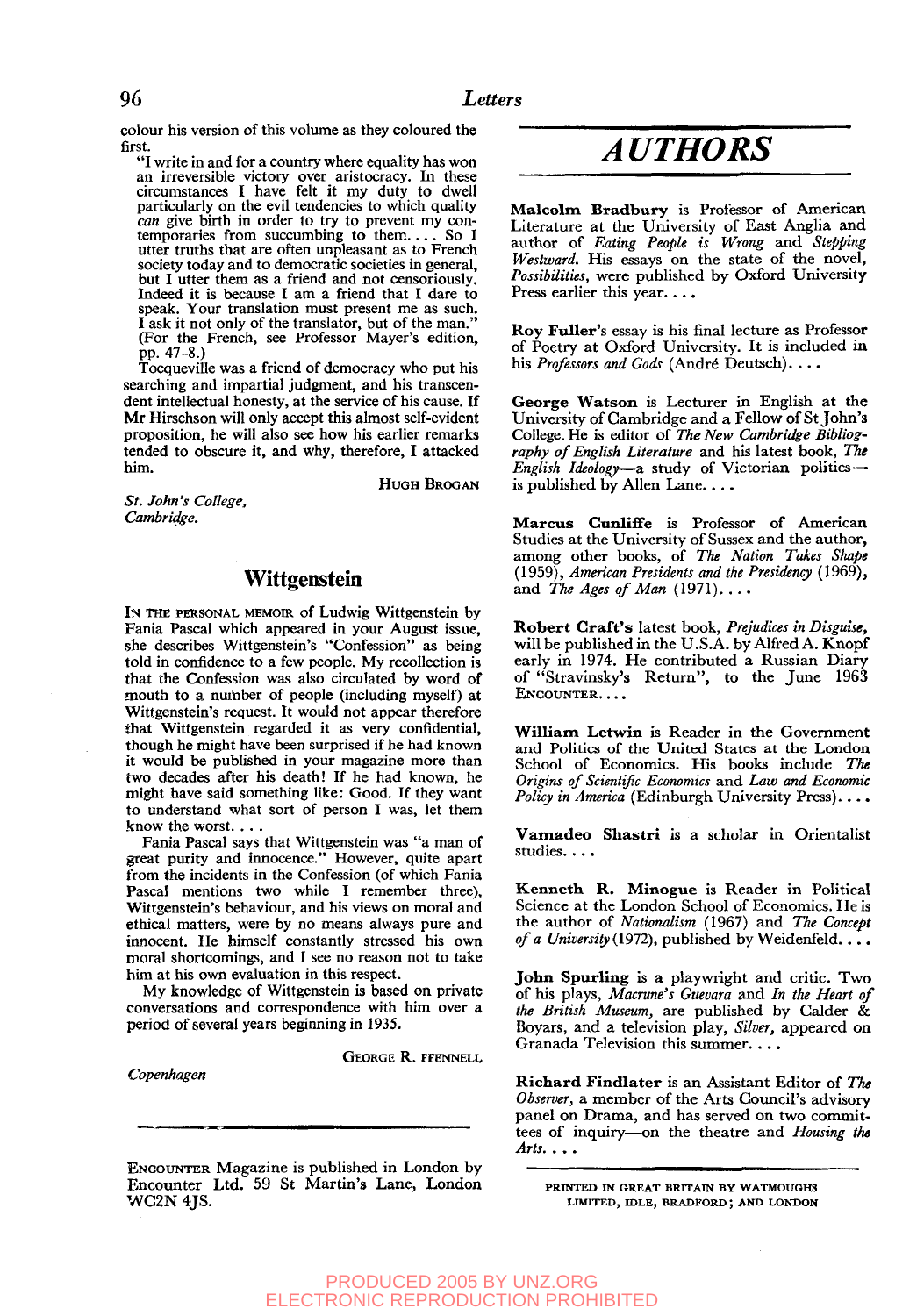colour his version of this volume as they coloured the first.

"I write in and for a country where equality has won an irreversible victory over aristocracy. In these circumstances I have felt it my duty to dwell particularly on the evil tendencies to which quality *can* give birth in order to try to prevent my contemporaries from succumbing to them. . . . So I utter truths that are often unpleasant as to French society today and to democratic societies in general, but I utter them as a friend and not censoriously. Indeed it is because I am a friend that I dare to speak. Your translation must present me as such. I ask it not only of the translator, but of the man." (For the French, see Professor Mayer's edition, pp. 47–8.)

Tocqueville was a friend of democracy who put his searching and impartial judgment, and his transcendent intellectual honesty, at the service of his cause. If Mr Hirschson will only accept this almost self-evident proposition, he will also see how his earlier remarks tended to obscure it, and why, therefore, I attacked him.

HUGH BROGAN

*St. John's College,*
*Cambridge.*

## Wittgenstein

IN THE PERSONAL MEMOIR of Ludwig Wittgenstein by Fania Pascal which appeared in your August issue, she describes Wittgenstein's "Confession" as being told in confidence to a few people. My recollection is that the Confession was also circulated by word of mouth to a number of people (including myself) at Wittgenstein's request. It would not appear therefore that Wittgenstein regarded it as very confidential, though he might have been surprised if he had known it would be published in your magazine more than two decades after his death! If he had known, he might have said something like: Good. If they want to understand what sort of person I was, let them know the worst. . . .

Fania Pascal says that Wittgenstein was "a man of great purity and innocence." However, quite apart from the incidents in the Confession (of which Fania Pascal mentions two while I remember three), Wittgenstein's behaviour, and his views on moral and ethical matters, were by no means always pure and innocent. He himself constantly stressed his own moral shortcomings, and I see no reason not to take him at his own evaluation in this respect.

My knowledge of Wittgenstein is based on private conversations and correspondence with him over a period of several years beginning in 1935.

GEORGE R. FFENNELL

*Copenhagen*

---

ENCOUNTER Magazine is published in London by Encounter Ltd. 59 St Martin's Lane, London WC2N 4JS.

# *AUTHORS*

**Malcolm Bradbury** is Professor of American Literature at the University of East Anglia and author of *Eating People is Wrong* and *Stepping Westward.* His essays on the state of the novel, *Possibilities,* were published by Oxford University Press earlier this year. . . .

**Roy Fuller**'s essay is his final lecture as Professor of Poetry at Oxford University. It is included in his *Professors and Gods* (André Deutsch). . . .

**George Watson** is Lecturer in English at the University of Cambridge and a Fellow of St John's College. He is editor of *The New Cambridge Bibliography of English Literature* and his latest book, *The English Ideology*—a study of Victorian politics—is published by Allen Lane. . . .

**Marcus Cunliffe** is Professor of American Studies at the University of Sussex and the author, among other books, of *The Nation Takes Shape* (1959), *American Presidents and the Presidency* (1969), and *The Ages of Man* (1971). . . .

**Robert Craft's** latest book, *Prejudices in Disguise,* will be published in the U.S.A. by Alfred A. Knopf early in 1974. He contributed a Russian Diary of "Stravinsky's Return", to the June 1963 ENCOUNTER. . . .

**William Letwin** is Reader in the Government and Politics of the United States at the London School of Economics. His books include *The Origins of Scientific Economics* and *Law and Economic Policy in America* (Edinburgh University Press). . . .

**Vamadeo Shastri** is a scholar in Orientalist studies. . . .

**Kenneth R. Minogue** is Reader in Political Science at the London School of Economics. He is the author of *Nationalism* (1967) and *The Concept of a University* (1972), published by Weidenfeld. . . .

**John Spurling** is a playwright and critic. Two of his plays, *Macrune's Guevara* and *In the Heart of the British Museum,* are published by Calder & Boyars, and a television play, *Silver,* appeared on Granada Television this summer. . . .

**Richard Findlater** is an Assistant Editor of *The Observer,* a member of the Arts Council's advisory panel on Drama, and has served on two committees of inquiry—on the theatre and *Housing the Arts.* . . .

---

PRINTED IN GREAT BRITAIN BY WATMOUGHS LIMITED, IDLE, BRADFORD; AND LONDON